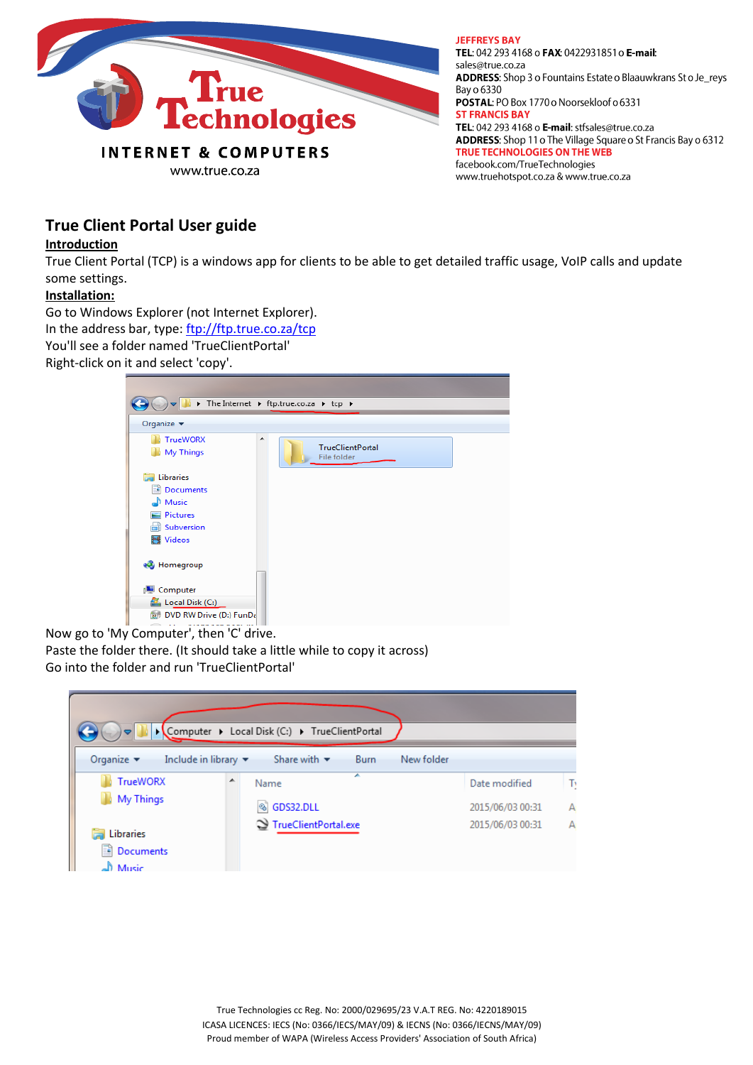**JEFFREYS BAY**
**TEL**: 042 293 4168 o **FAX**: 0422931851 o **E-mail**: sales@true.co.za
**ADDRESS**: Shop 3 o Fountains Estate o Blaauwkrans St o Je_reys Bay o 6330
**POSTAL**: PO Box 1770 o Noorsekloof o 6331
**ST FRANCIS BAY**
**TEL**: 042 293 4168 o **E-mail**: stfsales@true.co.za
**ADDRESS**: Shop 11 o The Village Square o St Francis Bay o 6312
**TRUE TECHNOLOGIES ON THE WEB**
facebook.com/TrueTechnologies
www.truehotspot.co.za & www.true.co.za

True Technologies
INTERNET & COMPUTERS
www.true.co.za

# True Client Portal User guide

## Introduction

True Client Portal (TCP) is a windows app for clients to be able to get detailed traffic usage, VoIP calls and update some settings.

## Installation:

Go to Windows Explorer (not Internet Explorer).
In the address bar, type: ftp://ftp.true.co.za/tcp
You'll see a folder named 'TrueClientPortal'
Right-click on it and select 'copy'.

Now go to 'My Computer', then 'C' drive.
Paste the folder there. (It should take a little while to copy it across)
Go into the folder and run 'TrueClientPortal'

True Technologies cc Reg. No: 2000/029695/23 V.A.T REG. No: 4220189015
ICASA LICENCES: IECS (No: 0366/IECS/MAY/09) & IECNS (No: 0366/IECNS/MAY/09)
Proud member of WAPA (Wireless Access Providers' Association of South Africa)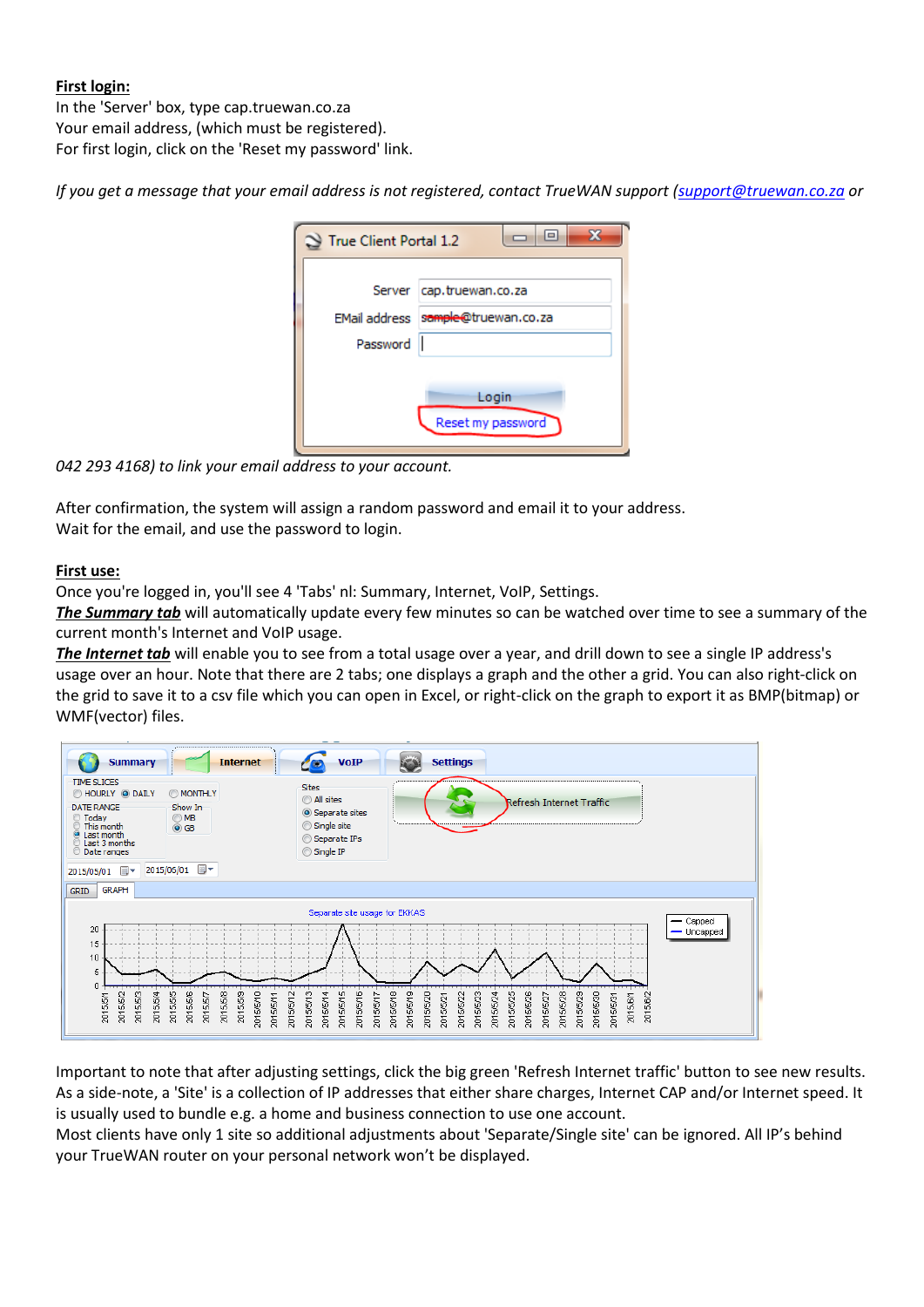**First login:**

In the 'Server' box, type cap.truewan.co.za
Your email address, (which must be registered).
For first login, click on the 'Reset my password' link.

*If you get a message that your email address is not registered, contact TrueWAN support (support@truewan.co.za or 042 293 4168) to link your email address to your account.*

After confirmation, the system will assign a random password and email it to your address.
Wait for the email, and use the password to login.

**First use:**

Once you're logged in, you'll see 4 'Tabs' nl: Summary, Internet, VoIP, Settings.
***The Summary tab*** will automatically update every few minutes so can be watched over time to see a summary of the current month's Internet and VoIP usage.
***The Internet tab*** will enable you to see from a total usage over a year, and drill down to see a single IP address's usage over an hour. Note that there are 2 tabs; one displays a graph and the other a grid. You can also right-click on the grid to save it to a csv file which you can open in Excel, or right-click on the graph to export it as BMP(bitmap) or WMF(vector) files.

Important to note that after adjusting settings, click the big green 'Refresh Internet traffic' button to see new results.
As a side-note, a 'Site' is a collection of IP addresses that either share charges, Internet CAP and/or Internet speed. It is usually used to bundle e.g. a home and business connection to use one account.
Most clients have only 1 site so additional adjustments about 'Separate/Single site' can be ignored. All IP's behind your TrueWAN router on your personal network won't be displayed.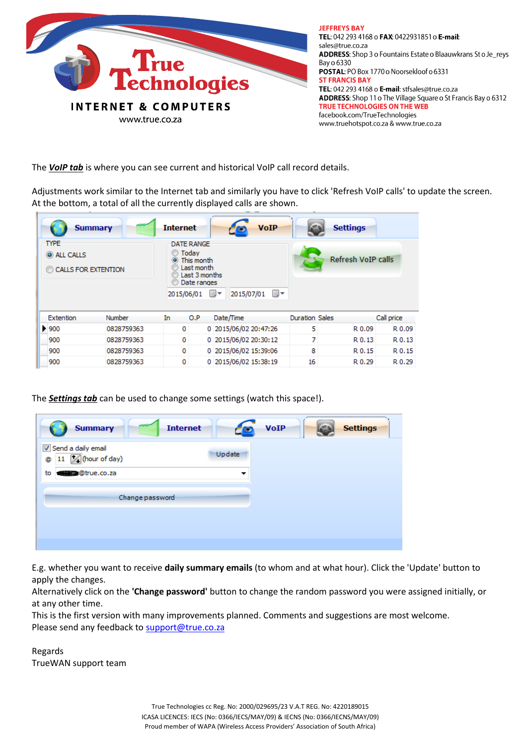The ***VoIP tab*** is where you can see current and historical VoIP call record details.

Adjustments work similar to the Internet tab and similarly you have to click 'Refresh VoIP calls' to update the screen. At the bottom, a total of all the currently displayed calls are shown.

Summary | Internet | VoIP | Settings

TYPE
- ALL CALLS
- CALLS FOR EXTENTION

DATE RANGE
- Today
- This month
- Last month
- Last 3 months
- Date ranges

2015/06/01 2015/07/01

Refresh VoIP calls

| Extention | Number | In | O.P | Date/Time | Duration | Sales | Call price |
|---|---|---|---|---|---|---|---|
| 900 | 0828759363 | 0 | 0 | 2015/06/02 20:47:26 | 5 | R 0.09 | R 0.09 |
| 900 | 0828759363 | 0 | 0 | 2015/06/02 20:30:12 | 7 | R 0.13 | R 0.13 |
| 900 | 0828759363 | 0 | 0 | 2015/06/02 15:39:06 | 8 | R 0.15 | R 0.15 |
| 900 | 0828759363 | 0 | 0 | 2015/06/02 15:38:19 | 16 | R 0.29 | R 0.29 |

The ***Settings tab*** can be used to change some settings (watch this space!).

Summary | Internet | VoIP | Settings

Send a daily email
@ 11 (hour of day)
to @true.co.za
Update
Change password

E.g. whether you want to receive **daily summary emails** (to whom and at what hour). Click the 'Update' button to apply the changes.
Alternatively click on the **'Change password'** button to change the random password you were assigned initially, or at any other time.
This is the first version with many improvements planned. Comments and suggestions are most welcome.
Please send any feedback to support@true.co.za

Regards
TrueWAN support team